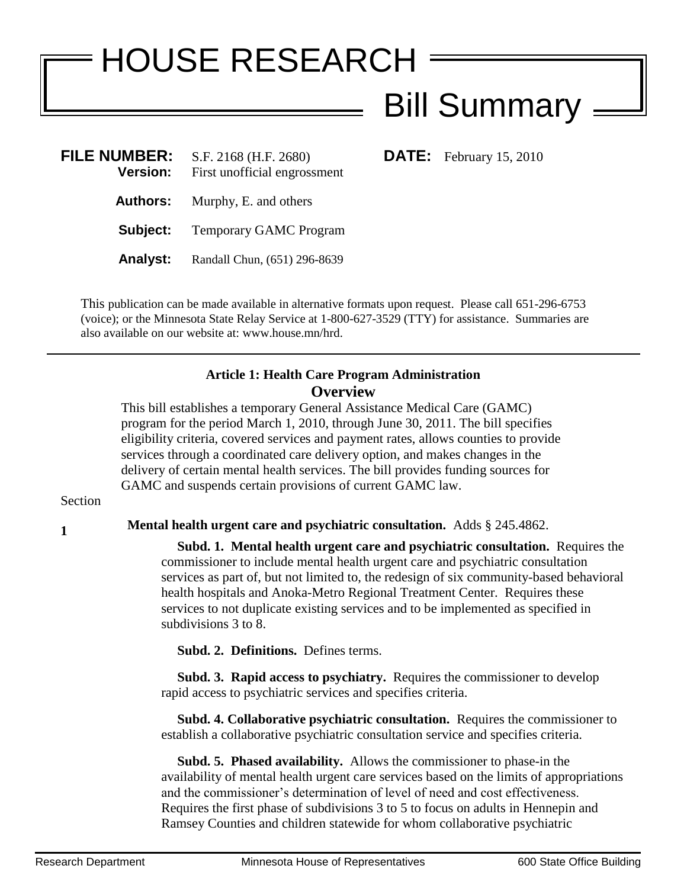# HOUSE RESEARCH

## Bill Summary

**FILE NUMBER:** S.F. 2168 (H.F. 2680)
**Version:** First unofficial engrossment

**DATE:** February 15, 2010

**Authors:** Murphy, E. and others

**Subject:** Temporary GAMC Program

**Analyst:** Randall Chun, (651) 296-8639

This publication can be made available in alternative formats upon request. Please call 651-296-6753 (voice); or the Minnesota State Relay Service at 1-800-627-3529 (TTY) for assistance. Summaries are also available on our website at: www.house.mn/hrd.

---

### Article 1: Health Care Program Administration

### Overview

This bill establishes a temporary General Assistance Medical Care (GAMC) program for the period March 1, 2010, through June 30, 2011. The bill specifies eligibility criteria, covered services and payment rates, allows counties to provide services through a coordinated care delivery option, and makes changes in the delivery of certain mental health services. The bill provides funding sources for GAMC and suspends certain provisions of current GAMC law.

Section

**1** **Mental health urgent care and psychiatric consultation.** Adds § 245.4862.

**Subd. 1. Mental health urgent care and psychiatric consultation.** Requires the commissioner to include mental health urgent care and psychiatric consultation services as part of, but not limited to, the redesign of six community-based behavioral health hospitals and Anoka-Metro Regional Treatment Center. Requires these services to not duplicate existing services and to be implemented as specified in subdivisions 3 to 8.

**Subd. 2. Definitions.** Defines terms.

**Subd. 3. Rapid access to psychiatry.** Requires the commissioner to develop rapid access to psychiatric services and specifies criteria.

**Subd. 4. Collaborative psychiatric consultation.** Requires the commissioner to establish a collaborative psychiatric consultation service and specifies criteria.

**Subd. 5. Phased availability.** Allows the commissioner to phase-in the availability of mental health urgent care services based on the limits of appropriations and the commissioner's determination of level of need and cost effectiveness. Requires the first phase of subdivisions 3 to 5 to focus on adults in Hennepin and Ramsey Counties and children statewide for whom collaborative psychiatric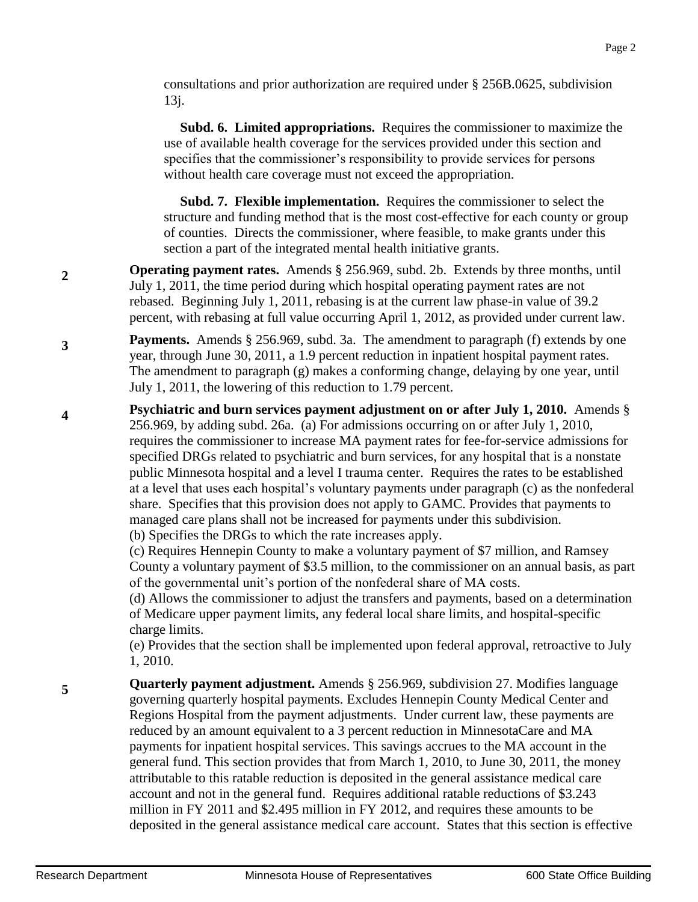consultations and prior authorization are required under § 256B.0625, subdivision 13j.

**Subd. 6. Limited appropriations.** Requires the commissioner to maximize the use of available health coverage for the services provided under this section and specifies that the commissioner's responsibility to provide services for persons without health care coverage must not exceed the appropriation.

**Subd. 7. Flexible implementation.** Requires the commissioner to select the structure and funding method that is the most cost-effective for each county or group of counties. Directs the commissioner, where feasible, to make grants under this section a part of the integrated mental health initiative grants.

**2** **Operating payment rates.** Amends § 256.969, subd. 2b. Extends by three months, until July 1, 2011, the time period during which hospital operating payment rates are not rebased. Beginning July 1, 2011, rebasing is at the current law phase-in value of 39.2 percent, with rebasing at full value occurring April 1, 2012, as provided under current law.

**3** **Payments.** Amends § 256.969, subd. 3a. The amendment to paragraph (f) extends by one year, through June 30, 2011, a 1.9 percent reduction in inpatient hospital payment rates. The amendment to paragraph (g) makes a conforming change, delaying by one year, until July 1, 2011, the lowering of this reduction to 1.79 percent.

**4** **Psychiatric and burn services payment adjustment on or after July 1, 2010.** Amends § 256.969, by adding subd. 26a. (a) For admissions occurring on or after July 1, 2010, requires the commissioner to increase MA payment rates for fee-for-service admissions for specified DRGs related to psychiatric and burn services, for any hospital that is a nonstate public Minnesota hospital and a level I trauma center. Requires the rates to be established at a level that uses each hospital's voluntary payments under paragraph (c) as the nonfederal share. Specifies that this provision does not apply to GAMC. Provides that payments to managed care plans shall not be increased for payments under this subdivision.
(b) Specifies the DRGs to which the rate increases apply.
(c) Requires Hennepin County to make a voluntary payment of $7 million, and Ramsey County a voluntary payment of $3.5 million, to the commissioner on an annual basis, as part of the governmental unit's portion of the nonfederal share of MA costs.
(d) Allows the commissioner to adjust the transfers and payments, based on a determination of Medicare upper payment limits, any federal local share limits, and hospital-specific charge limits.
(e) Provides that the section shall be implemented upon federal approval, retroactive to July 1, 2010.

**5** **Quarterly payment adjustment.** Amends § 256.969, subdivision 27. Modifies language governing quarterly hospital payments. Excludes Hennepin County Medical Center and Regions Hospital from the payment adjustments. Under current law, these payments are reduced by an amount equivalent to a 3 percent reduction in MinnesotaCare and MA payments for inpatient hospital services. This savings accrues to the MA account in the general fund. This section provides that from March 1, 2010, to June 30, 2011, the money attributable to this ratable reduction is deposited in the general assistance medical care account and not in the general fund. Requires additional ratable reductions of $3.243 million in FY 2011 and $2.495 million in FY 2012, and requires these amounts to be deposited in the general assistance medical care account. States that this section is effective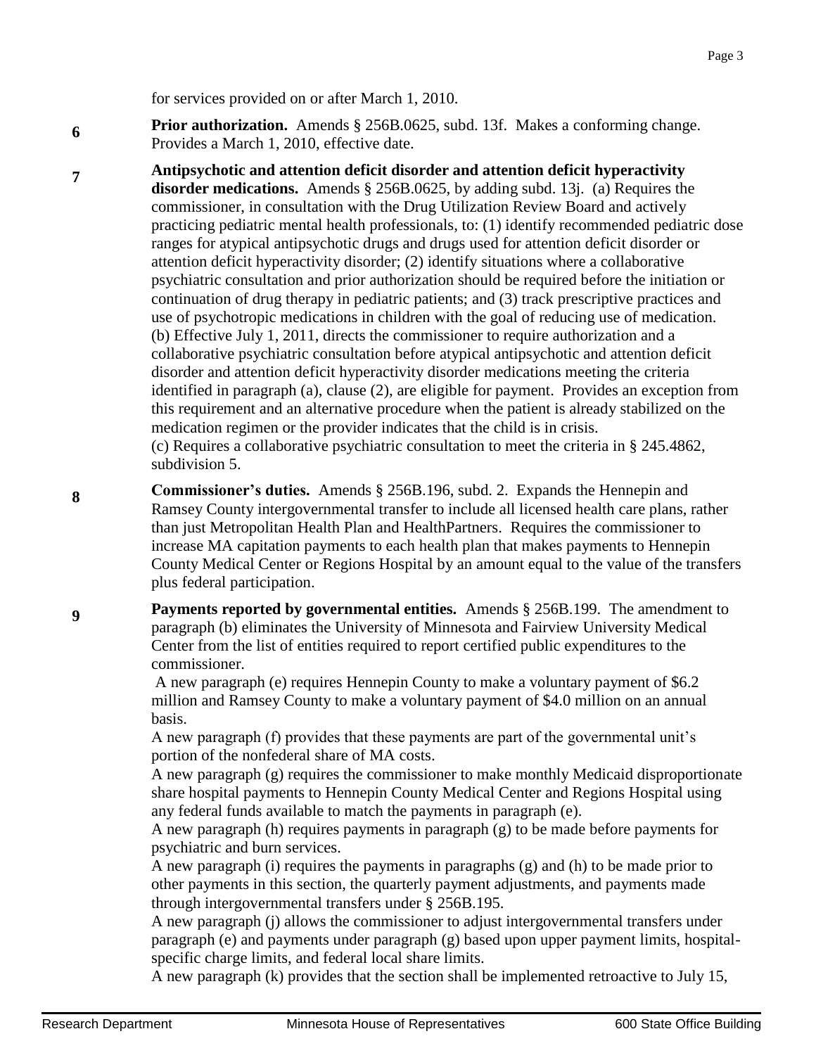for services provided on or after March 1, 2010.

**6** **Prior authorization.** Amends § 256B.0625, subd. 13f. Makes a conforming change. Provides a March 1, 2010, effective date.

**7** **Antipsychotic and attention deficit disorder and attention deficit hyperactivity disorder medications.** Amends § 256B.0625, by adding subd. 13j. (a) Requires the commissioner, in consultation with the Drug Utilization Review Board and actively practicing pediatric mental health professionals, to: (1) identify recommended pediatric dose ranges for atypical antipsychotic drugs and drugs used for attention deficit disorder or attention deficit hyperactivity disorder; (2) identify situations where a collaborative psychiatric consultation and prior authorization should be required before the initiation or continuation of drug therapy in pediatric patients; and (3) track prescriptive practices and use of psychotropic medications in children with the goal of reducing use of medication.
(b) Effective July 1, 2011, directs the commissioner to require authorization and a collaborative psychiatric consultation before atypical antipsychotic and attention deficit disorder and attention deficit hyperactivity disorder medications meeting the criteria identified in paragraph (a), clause (2), are eligible for payment. Provides an exception from this requirement and an alternative procedure when the patient is already stabilized on the medication regimen or the provider indicates that the child is in crisis.
(c) Requires a collaborative psychiatric consultation to meet the criteria in § 245.4862, subdivision 5.

**8** **Commissioner's duties.** Amends § 256B.196, subd. 2. Expands the Hennepin and Ramsey County intergovernmental transfer to include all licensed health care plans, rather than just Metropolitan Health Plan and HealthPartners. Requires the commissioner to increase MA capitation payments to each health plan that makes payments to Hennepin County Medical Center or Regions Hospital by an amount equal to the value of the transfers plus federal participation.

**9** **Payments reported by governmental entities.** Amends § 256B.199. The amendment to paragraph (b) eliminates the University of Minnesota and Fairview University Medical Center from the list of entities required to report certified public expenditures to the commissioner.

A new paragraph (e) requires Hennepin County to make a voluntary payment of $6.2 million and Ramsey County to make a voluntary payment of $4.0 million on an annual basis.

A new paragraph (f) provides that these payments are part of the governmental unit's portion of the nonfederal share of MA costs.

A new paragraph (g) requires the commissioner to make monthly Medicaid disproportionate share hospital payments to Hennepin County Medical Center and Regions Hospital using any federal funds available to match the payments in paragraph (e).

A new paragraph (h) requires payments in paragraph (g) to be made before payments for psychiatric and burn services.

A new paragraph (i) requires the payments in paragraphs (g) and (h) to be made prior to other payments in this section, the quarterly payment adjustments, and payments made through intergovernmental transfers under § 256B.195.

A new paragraph (j) allows the commissioner to adjust intergovernmental transfers under paragraph (e) and payments under paragraph (g) based upon upper payment limits, hospital-specific charge limits, and federal local share limits.

A new paragraph (k) provides that the section shall be implemented retroactive to July 15,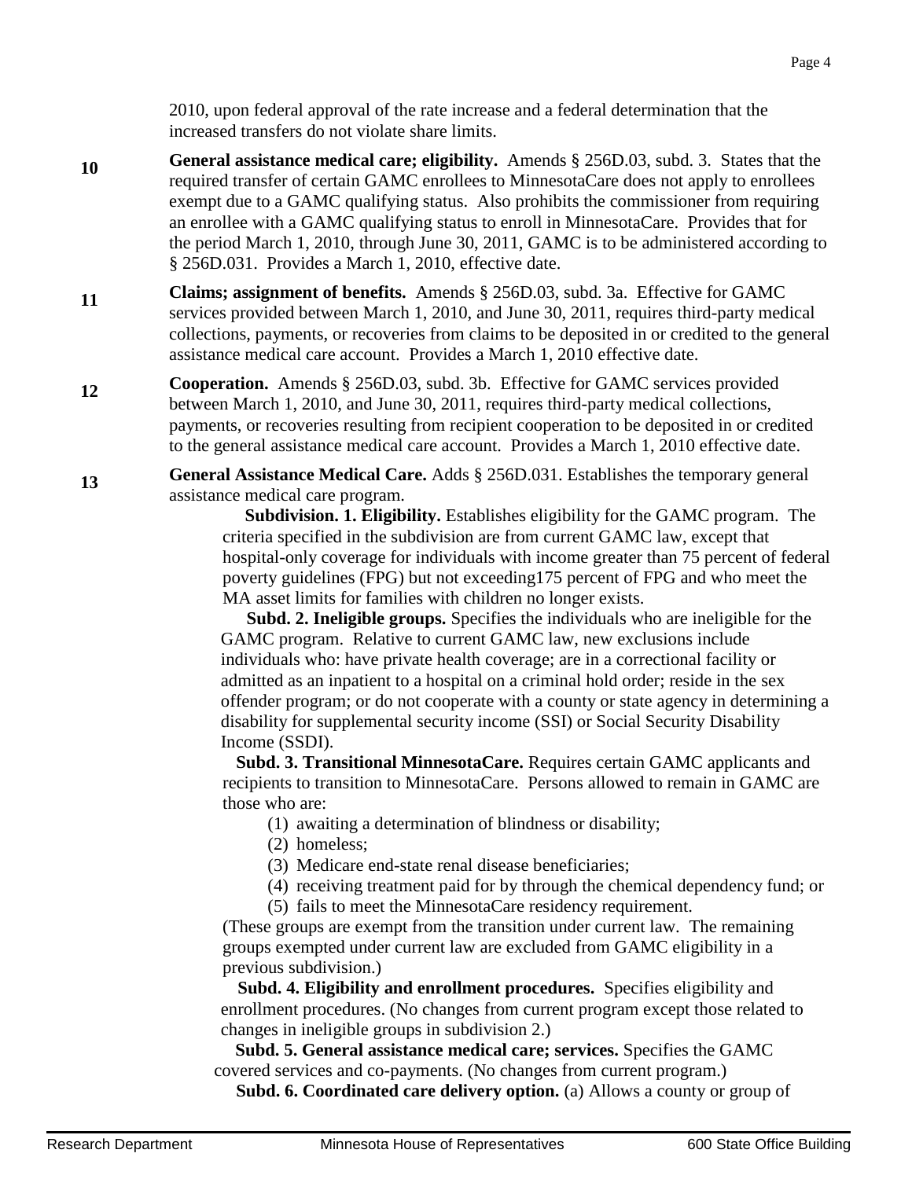2010, upon federal approval of the rate increase and a federal determination that the increased transfers do not violate share limits.

**10** **General assistance medical care; eligibility.** Amends § 256D.03, subd. 3. States that the required transfer of certain GAMC enrollees to MinnesotaCare does not apply to enrollees exempt due to a GAMC qualifying status. Also prohibits the commissioner from requiring an enrollee with a GAMC qualifying status to enroll in MinnesotaCare. Provides that for the period March 1, 2010, through June 30, 2011, GAMC is to be administered according to § 256D.031. Provides a March 1, 2010, effective date.

**11** **Claims; assignment of benefits.** Amends § 256D.03, subd. 3a. Effective for GAMC services provided between March 1, 2010, and June 30, 2011, requires third-party medical collections, payments, or recoveries from claims to be deposited in or credited to the general assistance medical care account. Provides a March 1, 2010 effective date.

**12** **Cooperation.** Amends § 256D.03, subd. 3b. Effective for GAMC services provided between March 1, 2010, and June 30, 2011, requires third-party medical collections, payments, or recoveries resulting from recipient cooperation to be deposited in or credited to the general assistance medical care account. Provides a March 1, 2010 effective date.

**13** **General Assistance Medical Care.** Adds § 256D.031. Establishes the temporary general assistance medical care program.

**Subdivision. 1. Eligibility.** Establishes eligibility for the GAMC program. The criteria specified in the subdivision are from current GAMC law, except that hospital-only coverage for individuals with income greater than 75 percent of federal poverty guidelines (FPG) but not exceeding175 percent of FPG and who meet the MA asset limits for families with children no longer exists.

**Subd. 2. Ineligible groups.** Specifies the individuals who are ineligible for the GAMC program. Relative to current GAMC law, new exclusions include individuals who: have private health coverage; are in a correctional facility or admitted as an inpatient to a hospital on a criminal hold order; reside in the sex offender program; or do not cooperate with a county or state agency in determining a disability for supplemental security income (SSI) or Social Security Disability Income (SSDI).

**Subd. 3. Transitional MinnesotaCare.** Requires certain GAMC applicants and recipients to transition to MinnesotaCare. Persons allowed to remain in GAMC are those who are:

(1) awaiting a determination of blindness or disability;
(2) homeless;
(3) Medicare end-state renal disease beneficiaries;
(4) receiving treatment paid for by through the chemical dependency fund; or
(5) fails to meet the MinnesotaCare residency requirement.

(These groups are exempt from the transition under current law. The remaining groups exempted under current law are excluded from GAMC eligibility in a previous subdivision.)

**Subd. 4. Eligibility and enrollment procedures.** Specifies eligibility and enrollment procedures. (No changes from current program except those related to changes in ineligible groups in subdivision 2.)

**Subd. 5. General assistance medical care; services.** Specifies the GAMC covered services and co-payments. (No changes from current program.)

**Subd. 6. Coordinated care delivery option.** (a) Allows a county or group of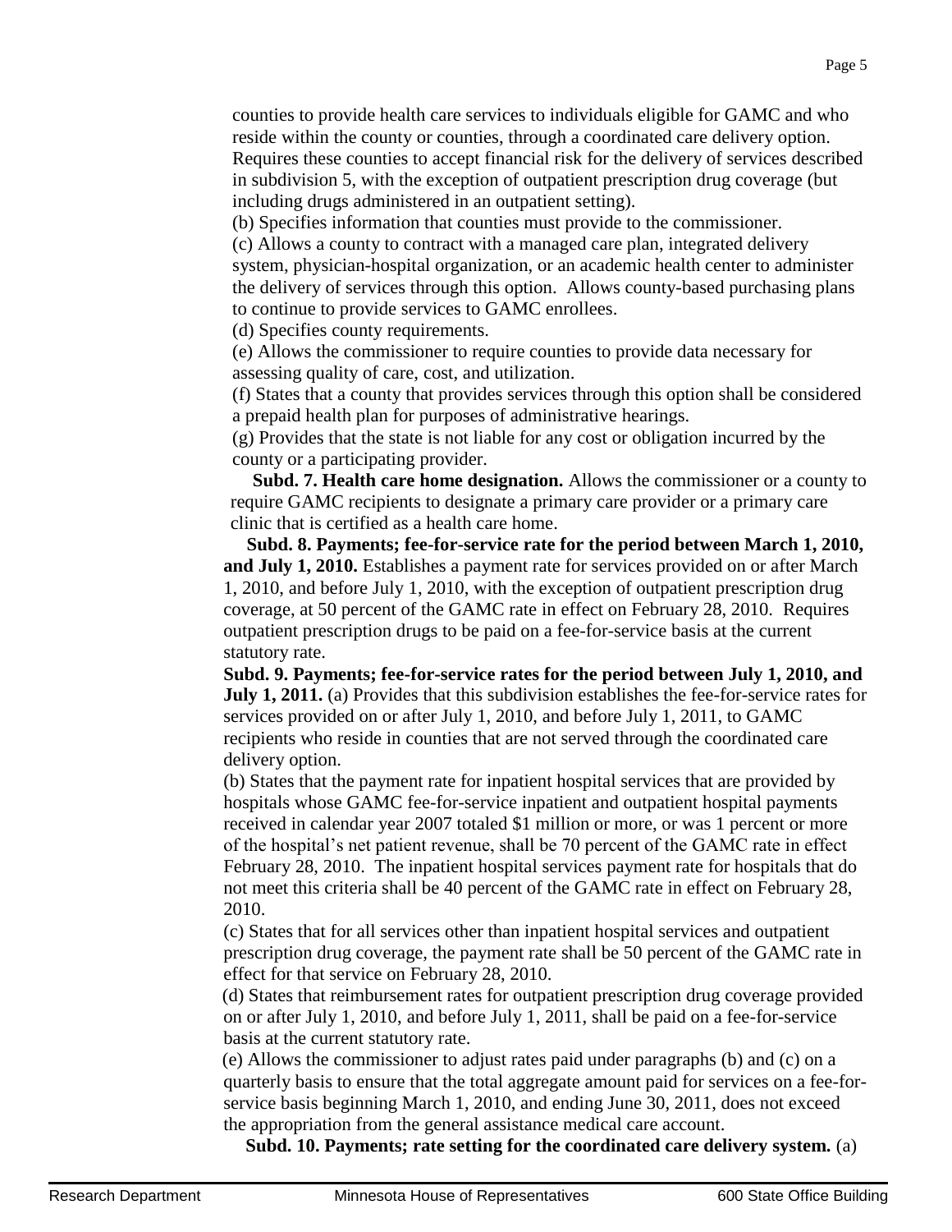counties to provide health care services to individuals eligible for GAMC and who reside within the county or counties, through a coordinated care delivery option. Requires these counties to accept financial risk for the delivery of services described in subdivision 5, with the exception of outpatient prescription drug coverage (but including drugs administered in an outpatient setting).

(b) Specifies information that counties must provide to the commissioner.

(c) Allows a county to contract with a managed care plan, integrated delivery system, physician-hospital organization, or an academic health center to administer the delivery of services through this option. Allows county-based purchasing plans to continue to provide services to GAMC enrollees.

(d) Specifies county requirements.

(e) Allows the commissioner to require counties to provide data necessary for assessing quality of care, cost, and utilization.

(f) States that a county that provides services through this option shall be considered a prepaid health plan for purposes of administrative hearings.

(g) Provides that the state is not liable for any cost or obligation incurred by the county or a participating provider.

**Subd. 7. Health care home designation.** Allows the commissioner or a county to require GAMC recipients to designate a primary care provider or a primary care clinic that is certified as a health care home.

**Subd. 8. Payments; fee-for-service rate for the period between March 1, 2010, and July 1, 2010.** Establishes a payment rate for services provided on or after March 1, 2010, and before July 1, 2010, with the exception of outpatient prescription drug coverage, at 50 percent of the GAMC rate in effect on February 28, 2010. Requires outpatient prescription drugs to be paid on a fee-for-service basis at the current statutory rate.

**Subd. 9. Payments; fee-for-service rates for the period between July 1, 2010, and July 1, 2011.** (a) Provides that this subdivision establishes the fee-for-service rates for services provided on or after July 1, 2010, and before July 1, 2011, to GAMC recipients who reside in counties that are not served through the coordinated care delivery option.

(b) States that the payment rate for inpatient hospital services that are provided by hospitals whose GAMC fee-for-service inpatient and outpatient hospital payments received in calendar year 2007 totaled $1 million or more, or was 1 percent or more of the hospital's net patient revenue, shall be 70 percent of the GAMC rate in effect February 28, 2010. The inpatient hospital services payment rate for hospitals that do not meet this criteria shall be 40 percent of the GAMC rate in effect on February 28, 2010.

(c) States that for all services other than inpatient hospital services and outpatient prescription drug coverage, the payment rate shall be 50 percent of the GAMC rate in effect for that service on February 28, 2010.

(d) States that reimbursement rates for outpatient prescription drug coverage provided on or after July 1, 2010, and before July 1, 2011, shall be paid on a fee-for-service basis at the current statutory rate.

(e) Allows the commissioner to adjust rates paid under paragraphs (b) and (c) on a quarterly basis to ensure that the total aggregate amount paid for services on a fee-for-service basis beginning March 1, 2010, and ending June 30, 2011, does not exceed the appropriation from the general assistance medical care account.

**Subd. 10. Payments; rate setting for the coordinated care delivery system.** (a)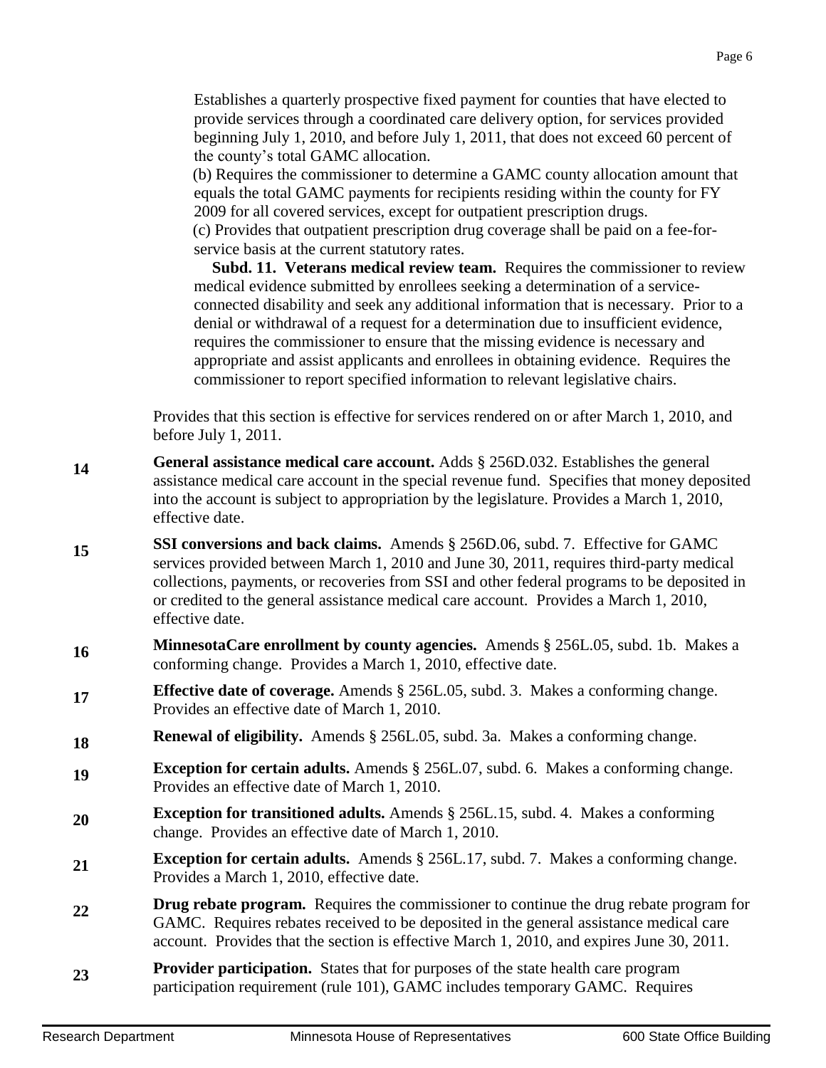Establishes a quarterly prospective fixed payment for counties that have elected to provide services through a coordinated care delivery option, for services provided beginning July 1, 2010, and before July 1, 2011, that does not exceed 60 percent of the county's total GAMC allocation.

(b) Requires the commissioner to determine a GAMC county allocation amount that equals the total GAMC payments for recipients residing within the county for FY 2009 for all covered services, except for outpatient prescription drugs.

(c) Provides that outpatient prescription drug coverage shall be paid on a fee-for-service basis at the current statutory rates.

**Subd. 11. Veterans medical review team.** Requires the commissioner to review medical evidence submitted by enrollees seeking a determination of a service-connected disability and seek any additional information that is necessary. Prior to a denial or withdrawal of a request for a determination due to insufficient evidence, requires the commissioner to ensure that the missing evidence is necessary and appropriate and assist applicants and enrollees in obtaining evidence. Requires the commissioner to report specified information to relevant legislative chairs.

Provides that this section is effective for services rendered on or after March 1, 2010, and before July 1, 2011.

**14** **General assistance medical care account.** Adds § 256D.032. Establishes the general assistance medical care account in the special revenue fund. Specifies that money deposited into the account is subject to appropriation by the legislature. Provides a March 1, 2010, effective date.

**15** **SSI conversions and back claims.** Amends § 256D.06, subd. 7. Effective for GAMC services provided between March 1, 2010 and June 30, 2011, requires third-party medical collections, payments, or recoveries from SSI and other federal programs to be deposited in or credited to the general assistance medical care account. Provides a March 1, 2010, effective date.

**16** **MinnesotaCare enrollment by county agencies.** Amends § 256L.05, subd. 1b. Makes a conforming change. Provides a March 1, 2010, effective date.

**17** **Effective date of coverage.** Amends § 256L.05, subd. 3. Makes a conforming change. Provides an effective date of March 1, 2010.

**18** **Renewal of eligibility.** Amends § 256L.05, subd. 3a. Makes a conforming change.

**19** **Exception for certain adults.** Amends § 256L.07, subd. 6. Makes a conforming change. Provides an effective date of March 1, 2010.

**20** **Exception for transitioned adults.** Amends § 256L.15, subd. 4. Makes a conforming change. Provides an effective date of March 1, 2010.

**21** **Exception for certain adults.** Amends § 256L.17, subd. 7. Makes a conforming change. Provides a March 1, 2010, effective date.

**22** **Drug rebate program.** Requires the commissioner to continue the drug rebate program for GAMC. Requires rebates received to be deposited in the general assistance medical care account. Provides that the section is effective March 1, 2010, and expires June 30, 2011.

**23** **Provider participation.** States that for purposes of the state health care program participation requirement (rule 101), GAMC includes temporary GAMC. Requires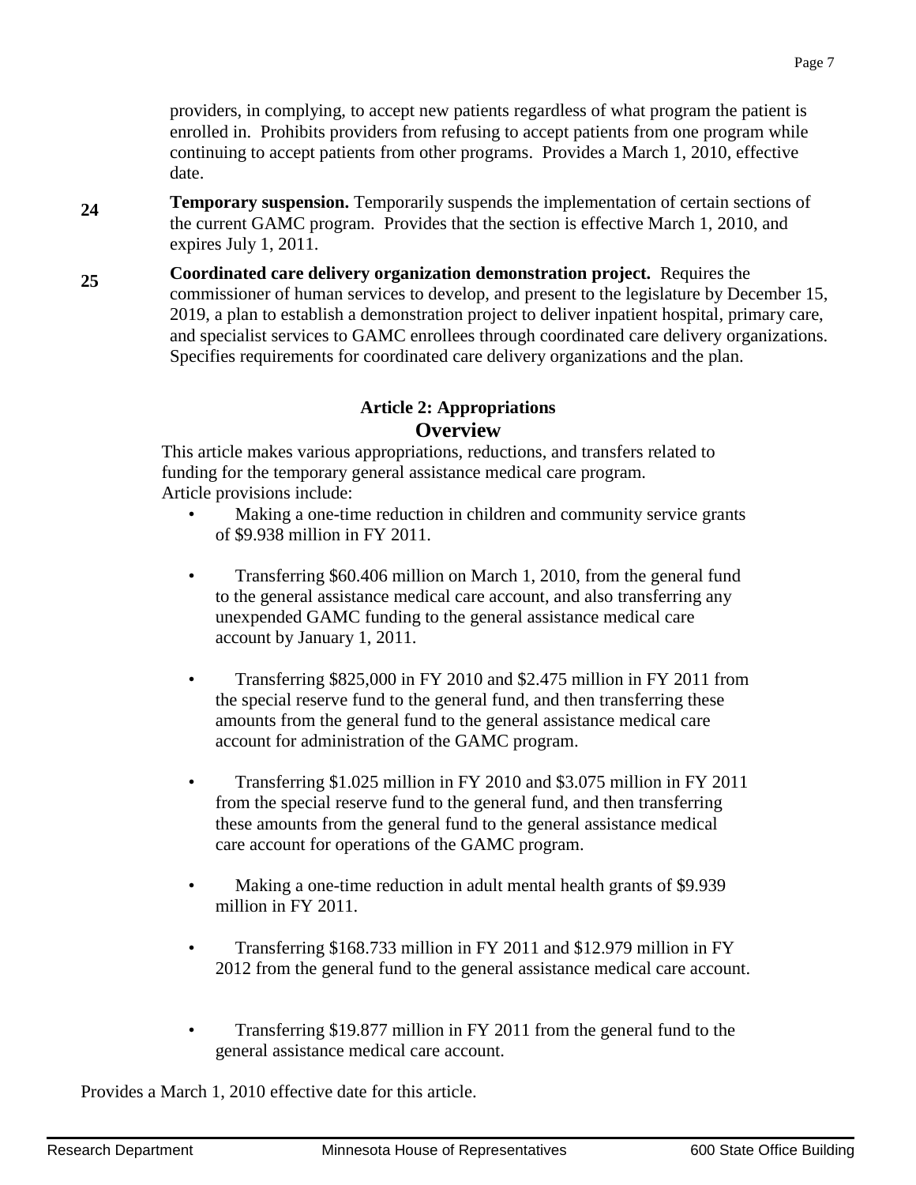providers, in complying, to accept new patients regardless of what program the patient is enrolled in. Prohibits providers from refusing to accept patients from one program while continuing to accept patients from other programs. Provides a March 1, 2010, effective date.

**24** **Temporary suspension.** Temporarily suspends the implementation of certain sections of the current GAMC program. Provides that the section is effective March 1, 2010, and expires July 1, 2011.

**25** **Coordinated care delivery organization demonstration project.** Requires the commissioner of human services to develop, and present to the legislature by December 15, 2019, a plan to establish a demonstration project to deliver inpatient hospital, primary care, and specialist services to GAMC enrollees through coordinated care delivery organizations. Specifies requirements for coordinated care delivery organizations and the plan.

## Article 2: Appropriations

### Overview

This article makes various appropriations, reductions, and transfers related to funding for the temporary general assistance medical care program.
Article provisions include:

- Making a one-time reduction in children and community service grants of $9.938 million in FY 2011.
- Transferring $60.406 million on March 1, 2010, from the general fund to the general assistance medical care account, and also transferring any unexpended GAMC funding to the general assistance medical care account by January 1, 2011.
- Transferring $825,000 in FY 2010 and $2.475 million in FY 2011 from the special reserve fund to the general fund, and then transferring these amounts from the general fund to the general assistance medical care account for administration of the GAMC program.
- Transferring $1.025 million in FY 2010 and $3.075 million in FY 2011 from the special reserve fund to the general fund, and then transferring these amounts from the general fund to the general assistance medical care account for operations of the GAMC program.
- Making a one-time reduction in adult mental health grants of $9.939 million in FY 2011.
- Transferring $168.733 million in FY 2011 and $12.979 million in FY 2012 from the general fund to the general assistance medical care account.
- Transferring $19.877 million in FY 2011 from the general fund to the general assistance medical care account.

Provides a March 1, 2010 effective date for this article.